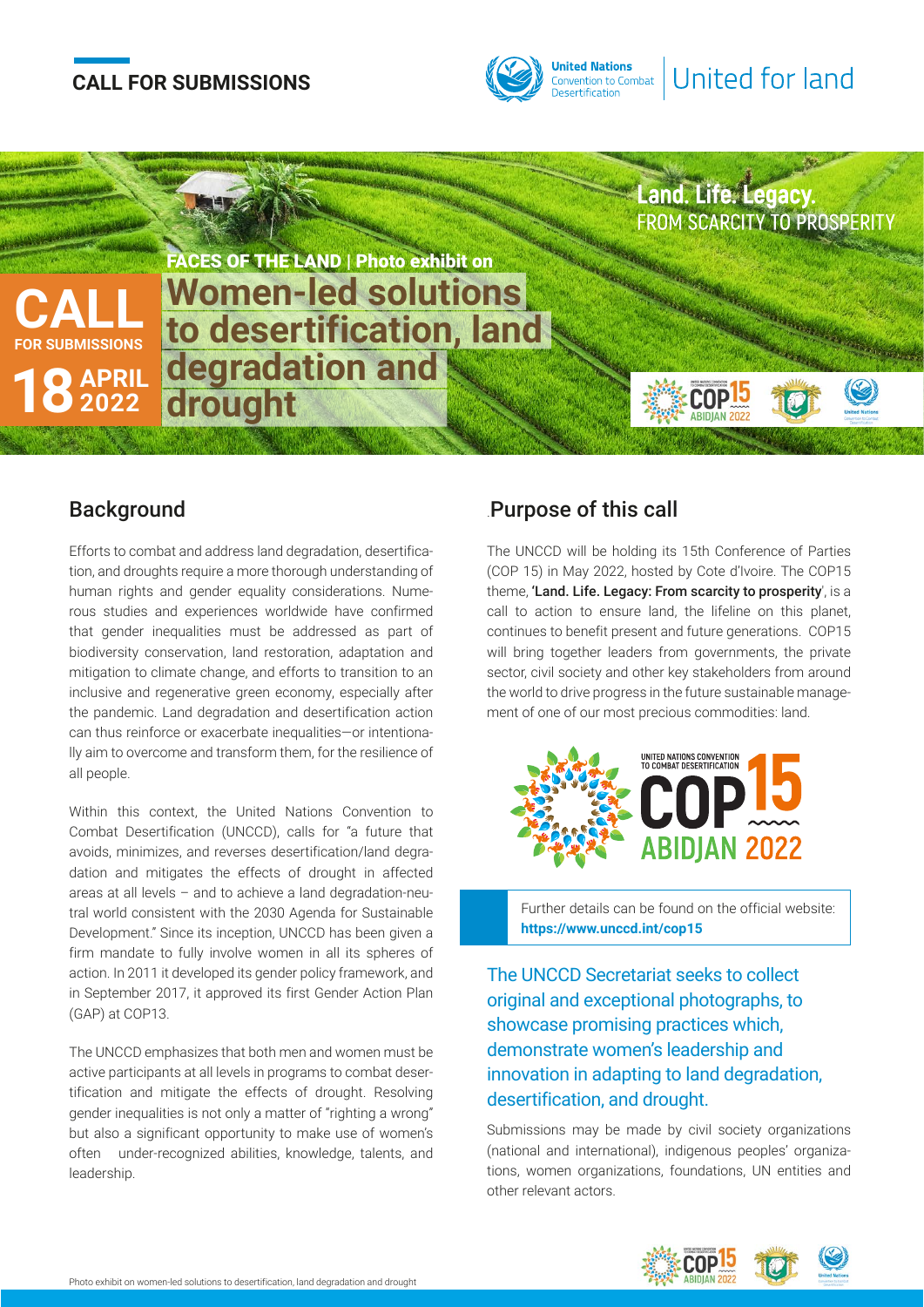**CALL FOR SUBMISSIONS**

United Nations Convention to Combat Desertification | United for land

**Land. Life. Legacy.**
FROM SCARCITY TO PROSPERITY

**CALL FOR SUBMISSIONS**
**18 APRIL 2022**

**FACES OF THE LAND | Photo exhibit on**

# Women-led solutions to desertification, land degradation and drought

## Background

Efforts to combat and address land degradation, desertification, and droughts require a more thorough understanding of human rights and gender equality considerations. Numerous studies and experiences worldwide have confirmed that gender inequalities must be addressed as part of biodiversity conservation, land restoration, adaptation and mitigation to climate change, and efforts to transition to an inclusive and regenerative green economy, especially after the pandemic. Land degradation and desertification action can thus reinforce or exacerbate inequalities—or intentionally aim to overcome and transform them, for the resilience of all people.

Within this context, the United Nations Convention to Combat Desertification (UNCCD), calls for "a future that avoids, minimizes, and reverses desertification/land degradation and mitigates the effects of drought in affected areas at all levels – and to achieve a land degradation-neutral world consistent with the 2030 Agenda for Sustainable Development." Since its inception, UNCCD has been given a firm mandate to fully involve women in all its spheres of action. In 2011 it developed its gender policy framework, and in September 2017, it approved its first Gender Action Plan (GAP) at COP13.

The UNCCD emphasizes that both men and women must be active participants at all levels in programs to combat desertification and mitigate the effects of drought. Resolving gender inequalities is not only a matter of "righting a wrong" but also a significant opportunity to make use of women's often under-recognized abilities, knowledge, talents, and leadership.

## Purpose of this call

The UNCCD will be holding its 15th Conference of Parties (COP 15) in May 2022, hosted by Cote d'Ivoire. The COP15 theme, **'Land. Life. Legacy: From scarcity to prosperity'**, is a call to action to ensure land, the lifeline on this planet, continues to benefit present and future generations. COP15 will bring together leaders from governments, the private sector, civil society and other key stakeholders from around the world to drive progress in the future sustainable management of one of our most precious commodities: land.

UNITED NATIONS CONVENTION TO COMBAT DESERTIFICATION COP15 ABIDJAN 2022

Further details can be found on the official website: **https://www.unccd.int/cop15**

The UNCCD Secretariat seeks to collect original and exceptional photographs, to showcase promising practices which, demonstrate women's leadership and innovation in adapting to land degradation, desertification, and drought.

Submissions may be made by civil society organizations (national and international), indigenous peoples' organizations, women organizations, foundations, UN entities and other relevant actors.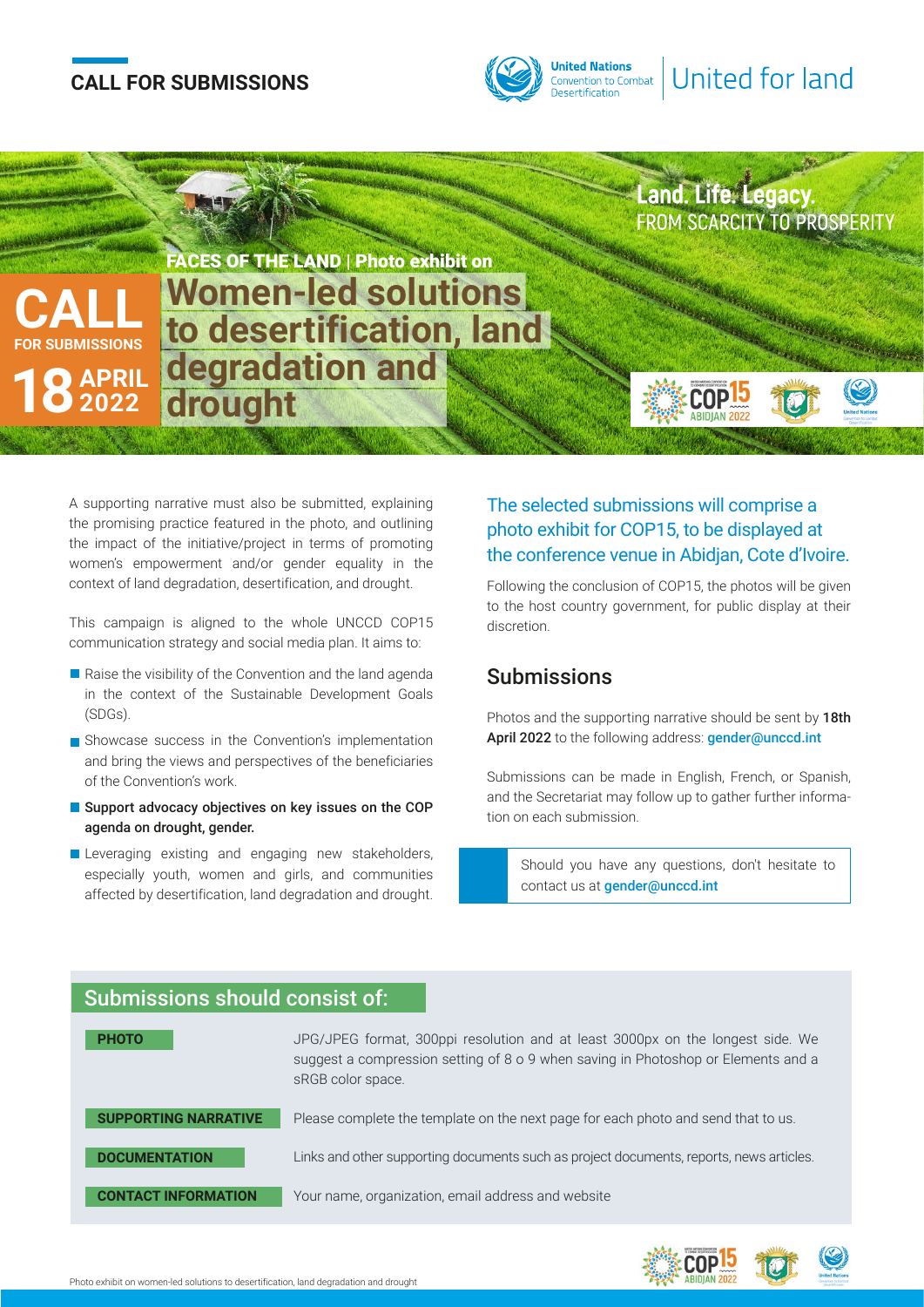**CALL FOR SUBMISSIONS**

United Nations Convention to Combat Desertification | United for land

**Land. Life. Legacy.**
FROM SCARCITY TO PROSPERITY

# CALL FOR SUBMISSIONS

**18 APRIL 2022**

**FACES OF THE LAND | Photo exhibit on**

# Women-led solutions to desertification, land degradation and drought

A supporting narrative must also be submitted, explaining the promising practice featured in the photo, and outlining the impact of the initiative/project in terms of promoting women's empowerment and/or gender equality in the context of land degradation, desertification, and drought.

This campaign is aligned to the whole UNCCD COP15 communication strategy and social media plan. It aims to:

- Raise the visibility of the Convention and the land agenda in the context of the Sustainable Development Goals (SDGs).
- Showcase success in the Convention's implementation and bring the views and perspectives of the beneficiaries of the Convention's work.
- **Support advocacy objectives on key issues on the COP agenda on drought, gender.**
- Leveraging existing and engaging new stakeholders, especially youth, women and girls, and communities affected by desertification, land degradation and drought.

The selected submissions will comprise a photo exhibit for COP15, to be displayed at the conference venue in Abidjan, Cote d'Ivoire.

Following the conclusion of COP15, the photos will be given to the host country government, for public display at their discretion.

## Submissions

Photos and the supporting narrative should be sent by **18th April 2022** to the following address: **gender@unccd.int**

Submissions can be made in English, French, or Spanish, and the Secretariat may follow up to gather further information on each submission.

Should you have any questions, don't hesitate to contact us at **gender@unccd.int**

## Submissions should consist of:

| | |
|---|---|
| **PHOTO** | JPG/JPEG format, 300ppi resolution and at least 3000px on the longest side. We suggest a compression setting of 8 o 9 when saving in Photoshop or Elements and a sRGB color space. |
| **SUPPORTING NARRATIVE** | Please complete the template on the next page for each photo and send that to us. |
| **DOCUMENTATION** | Links and other supporting documents such as project documents, reports, news articles. |
| **CONTACT INFORMATION** | Your name, organization, email address and website |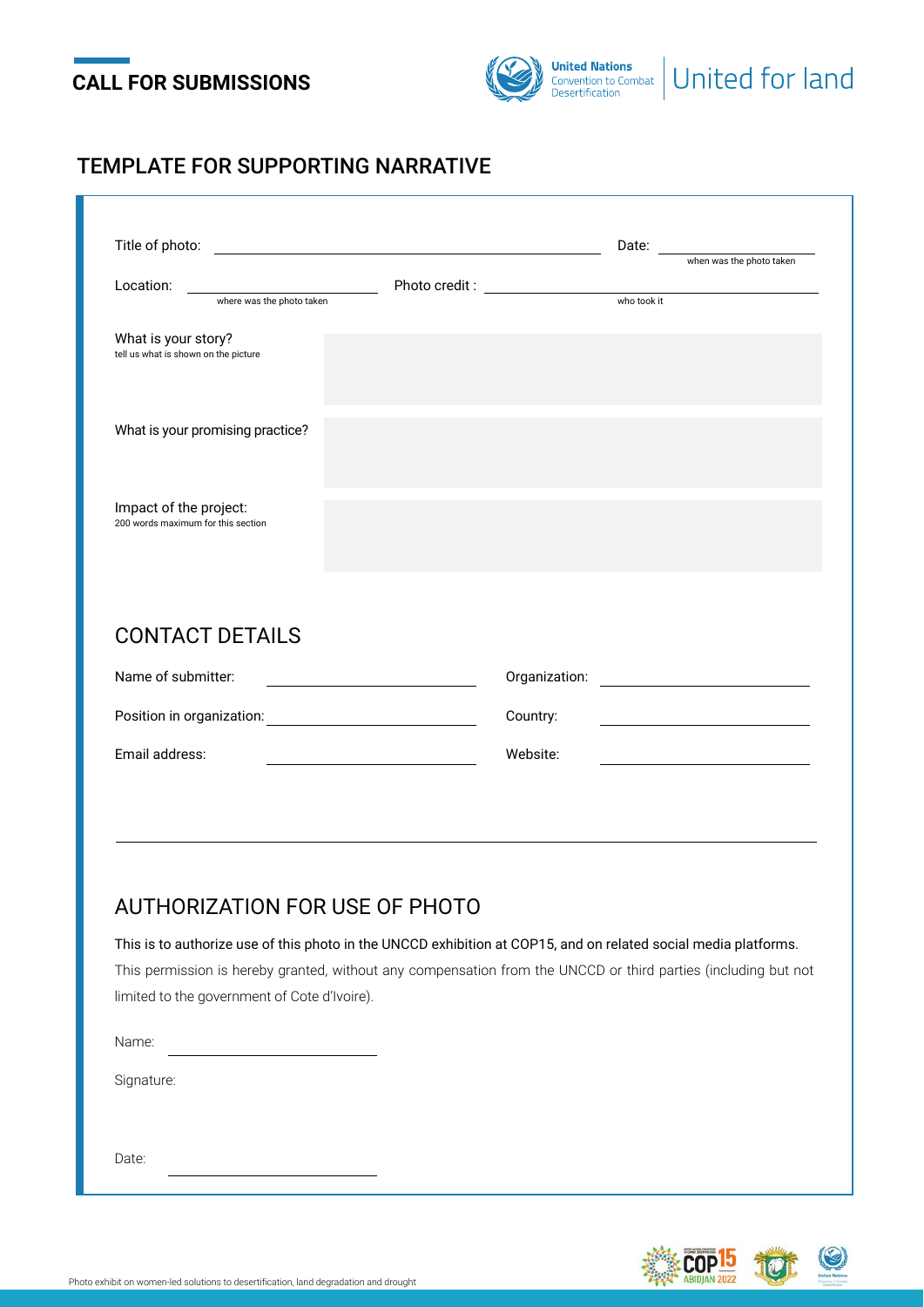**CALL FOR SUBMISSIONS**

United Nations Convention to Combat Desertification | United for land

# TEMPLATE FOR SUPPORTING NARRATIVE

Title of photo: ____________________ Date: ____________ *when was the photo taken*

Location: ____________ *where was the photo taken* Photo credit : ____________ *who took it*

What is your story?
tell us what is shown on the picture

What is your promising practice?

Impact of the project:
200 words maximum for this section

## CONTACT DETAILS

Name of submitter: ____________ Organization: ____________

Position in organization: ____________ Country: ____________

Email address: ____________ Website: ____________

## AUTHORIZATION FOR USE OF PHOTO

This is to authorize use of this photo in the UNCCD exhibition at COP15, and on related social media platforms.

This permission is hereby granted, without any compensation from the UNCCD or third parties (including but not limited to the government of Cote d'Ivoire).

Name: ____________

Signature:

Date: ____________

Photo exhibit on women-led solutions to desertification, land degradation and drought